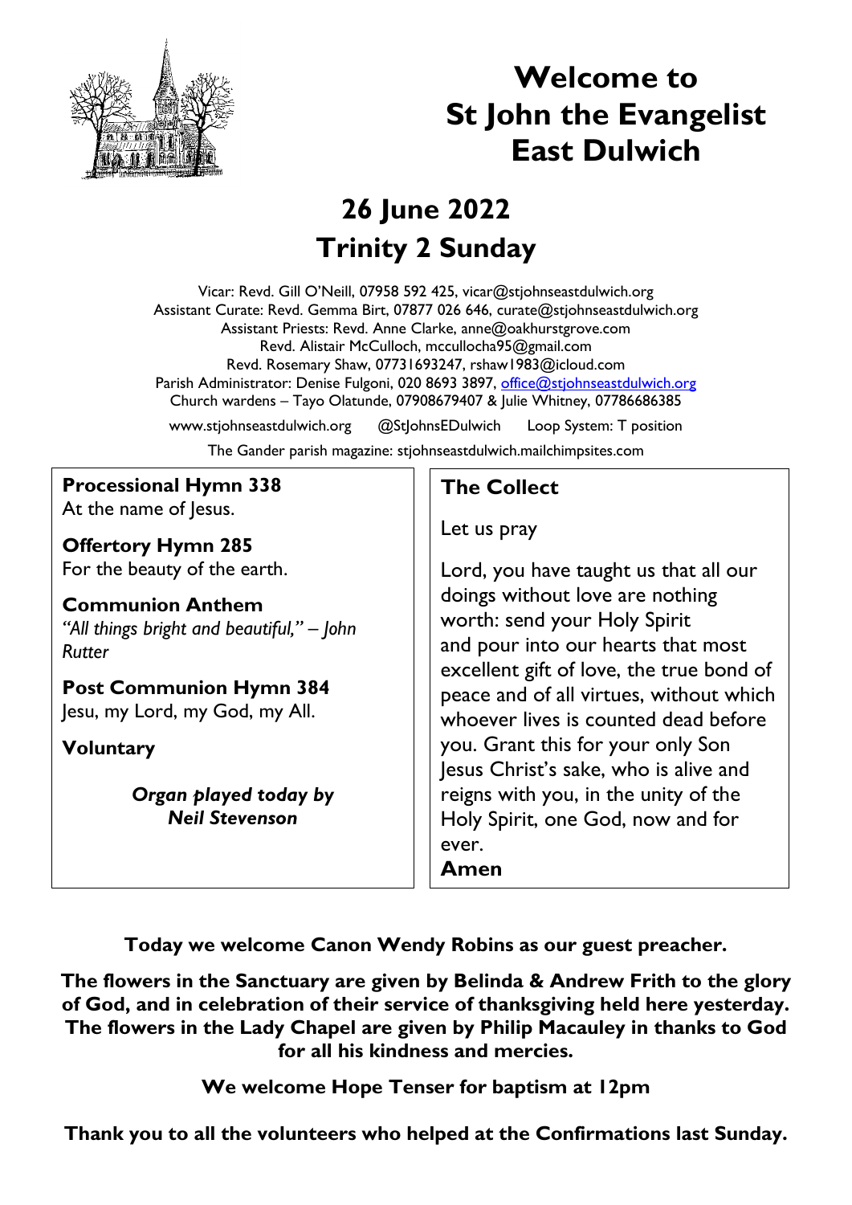# Welcome to St John the Evangelist East Dulwich

## 26 June 2022
## Trinity 2 Sunday

Vicar: Revd. Gill O'Neill, 07958 592 425, vicar@stjohnseastdulwich.org
Assistant Curate: Revd. Gemma Birt, 07877 026 646, curate@stjohnseastdulwich.org
Assistant Priests: Revd. Anne Clarke, anne@oakhurstgrove.com
Revd. Alistair McCulloch, mccullocha95@gmail.com
Revd. Rosemary Shaw, 07731693247, rshaw1983@icloud.com
Parish Administrator: Denise Fulgoni, 020 8693 3897, office@stjohnseastdulwich.org
Church wardens – Tayo Olatunde, 07908679407 & Julie Whitney, 07786686385

www.stjohnseastdulwich.org @StJohnsEDulwich Loop System: T position

The Gander parish magazine: stjohnseastdulwich.mailchimpsites.com

**Processional Hymn 338**
At the name of Jesus.

**Offertory Hymn 285**
For the beauty of the earth.

**Communion Anthem**
*"All things bright and beautiful," – John Rutter*

**Post Communion Hymn 384**
Jesu, my Lord, my God, my All.

**Voluntary**

***Organ played today by Neil Stevenson***

### The Collect

Let us pray

Lord, you have taught us that all our doings without love are nothing worth: send your Holy Spirit and pour into our hearts that most excellent gift of love, the true bond of peace and of all virtues, without which whoever lives is counted dead before you. Grant this for your only Son Jesus Christ's sake, who is alive and reigns with you, in the unity of the Holy Spirit, one God, now and for ever.
**Amen**

**Today we welcome Canon Wendy Robins as our guest preacher.**

**The flowers in the Sanctuary are given by Belinda & Andrew Frith to the glory of God, and in celebration of their service of thanksgiving held here yesterday. The flowers in the Lady Chapel are given by Philip Macauley in thanks to God for all his kindness and mercies.**

**We welcome Hope Tenser for baptism at 12pm**

**Thank you to all the volunteers who helped at the Confirmations last Sunday.**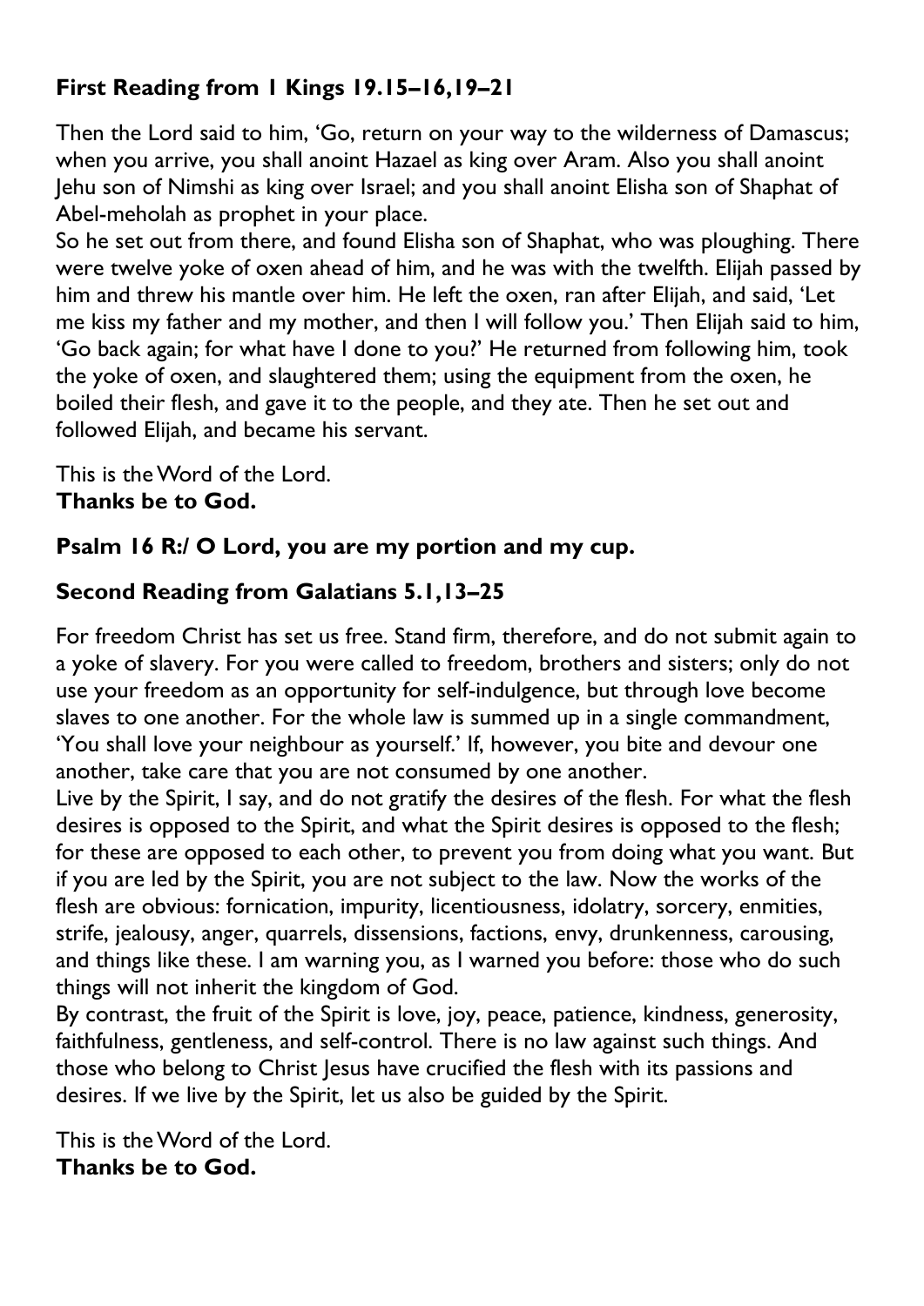### First Reading from 1 Kings 19.15–16,19–21

Then the Lord said to him, 'Go, return on your way to the wilderness of Damascus; when you arrive, you shall anoint Hazael as king over Aram. Also you shall anoint Jehu son of Nimshi as king over Israel; and you shall anoint Elisha son of Shaphat of Abel-meholah as prophet in your place.

So he set out from there, and found Elisha son of Shaphat, who was ploughing. There were twelve yoke of oxen ahead of him, and he was with the twelfth. Elijah passed by him and threw his mantle over him. He left the oxen, ran after Elijah, and said, 'Let me kiss my father and my mother, and then I will follow you.' Then Elijah said to him, 'Go back again; for what have I done to you?' He returned from following him, took the yoke of oxen, and slaughtered them; using the equipment from the oxen, he boiled their flesh, and gave it to the people, and they ate. Then he set out and followed Elijah, and became his servant.

This is the Word of the Lord.
**Thanks be to God.**

### Psalm 16 R:/ O Lord, you are my portion and my cup.

### Second Reading from Galatians 5.1,13–25

For freedom Christ has set us free. Stand firm, therefore, and do not submit again to a yoke of slavery. For you were called to freedom, brothers and sisters; only do not use your freedom as an opportunity for self-indulgence, but through love become slaves to one another. For the whole law is summed up in a single commandment, 'You shall love your neighbour as yourself.' If, however, you bite and devour one another, take care that you are not consumed by one another.

Live by the Spirit, I say, and do not gratify the desires of the flesh. For what the flesh desires is opposed to the Spirit, and what the Spirit desires is opposed to the flesh; for these are opposed to each other, to prevent you from doing what you want. But if you are led by the Spirit, you are not subject to the law. Now the works of the flesh are obvious: fornication, impurity, licentiousness, idolatry, sorcery, enmities, strife, jealousy, anger, quarrels, dissensions, factions, envy, drunkenness, carousing, and things like these. I am warning you, as I warned you before: those who do such things will not inherit the kingdom of God.

By contrast, the fruit of the Spirit is love, joy, peace, patience, kindness, generosity, faithfulness, gentleness, and self-control. There is no law against such things. And those who belong to Christ Jesus have crucified the flesh with its passions and desires. If we live by the Spirit, let us also be guided by the Spirit.

This is the Word of the Lord.
**Thanks be to God.**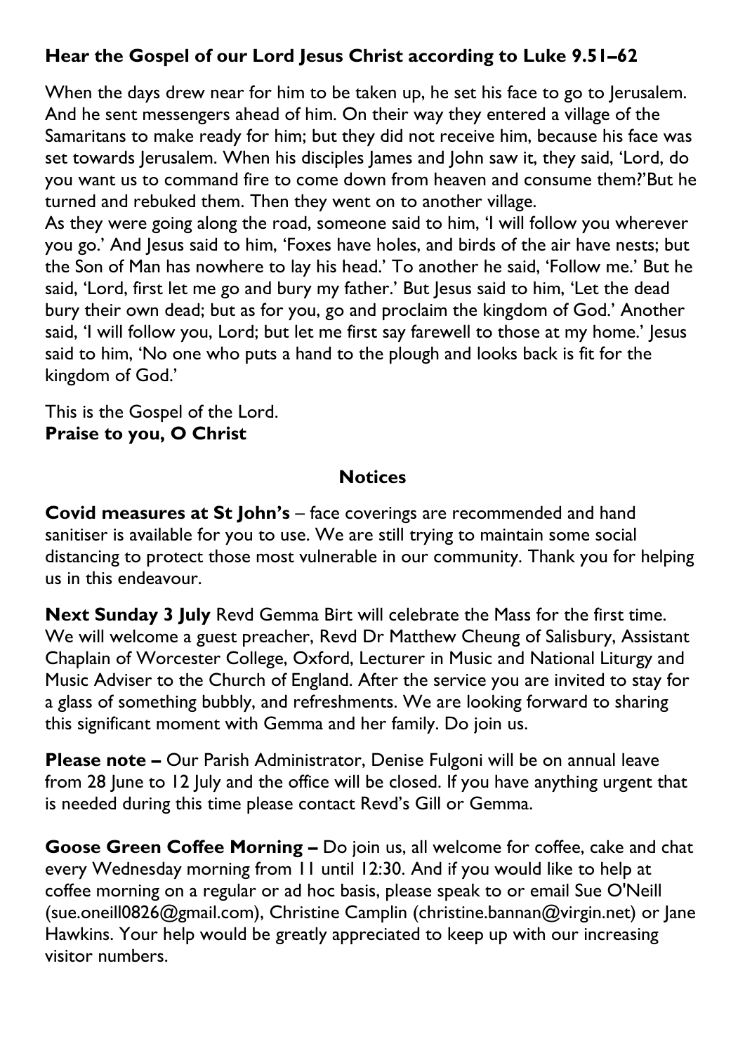**Hear the Gospel of our Lord Jesus Christ according to Luke 9.51–62**

When the days drew near for him to be taken up, he set his face to go to Jerusalem. And he sent messengers ahead of him. On their way they entered a village of the Samaritans to make ready for him; but they did not receive him, because his face was set towards Jerusalem. When his disciples James and John saw it, they said, 'Lord, do you want us to command fire to come down from heaven and consume them?'But he turned and rebuked them. Then they went on to another village.
As they were going along the road, someone said to him, 'I will follow you wherever you go.' And Jesus said to him, 'Foxes have holes, and birds of the air have nests; but the Son of Man has nowhere to lay his head.' To another he said, 'Follow me.' But he said, 'Lord, first let me go and bury my father.' But Jesus said to him, 'Let the dead bury their own dead; but as for you, go and proclaim the kingdom of God.' Another said, 'I will follow you, Lord; but let me first say farewell to those at my home.' Jesus said to him, 'No one who puts a hand to the plough and looks back is fit for the kingdom of God.'

This is the Gospel of the Lord.
**Praise to you, O Christ**

## Notices

**Covid measures at St John's** – face coverings are recommended and hand sanitiser is available for you to use. We are still trying to maintain some social distancing to protect those most vulnerable in our community. Thank you for helping us in this endeavour.

**Next Sunday 3 July** Revd Gemma Birt will celebrate the Mass for the first time. We will welcome a guest preacher, Revd Dr Matthew Cheung of Salisbury, Assistant Chaplain of Worcester College, Oxford, Lecturer in Music and National Liturgy and Music Adviser to the Church of England. After the service you are invited to stay for a glass of something bubbly, and refreshments. We are looking forward to sharing this significant moment with Gemma and her family. Do join us.

**Please note –** Our Parish Administrator, Denise Fulgoni will be on annual leave from 28 June to 12 July and the office will be closed. If you have anything urgent that is needed during this time please contact Revd's Gill or Gemma.

**Goose Green Coffee Morning –** Do join us, all welcome for coffee, cake and chat every Wednesday morning from 11 until 12:30. And if you would like to help at coffee morning on a regular or ad hoc basis, please speak to or email Sue O'Neill (sue.oneill0826@gmail.com), Christine Camplin (christine.bannan@virgin.net) or Jane Hawkins. Your help would be greatly appreciated to keep up with our increasing visitor numbers.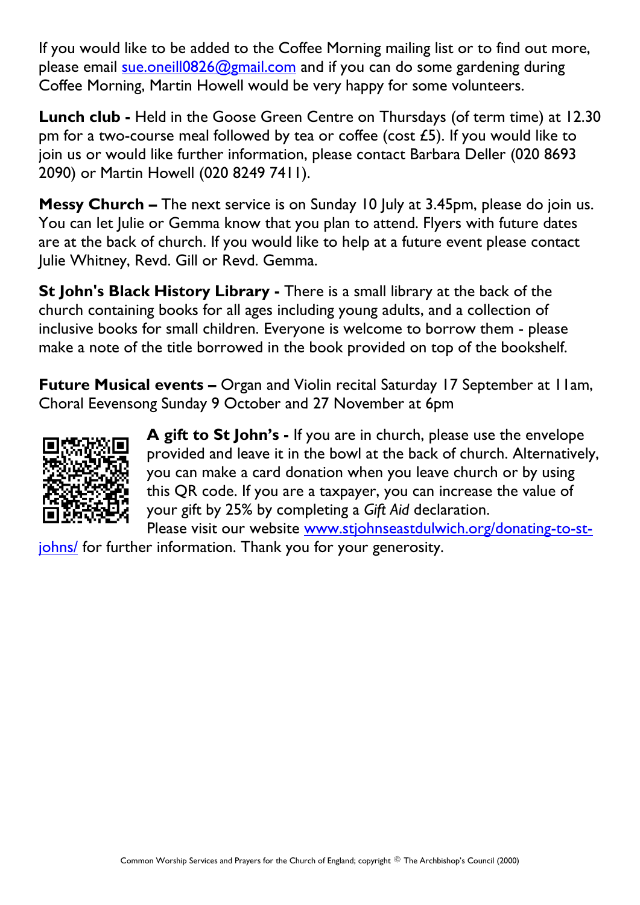If you would like to be added to the Coffee Morning mailing list or to find out more, please email [sue.oneill0826@gmail.com](mailto:sue.oneill0826@gmail.com) and if you can do some gardening during Coffee Morning, Martin Howell would be very happy for some volunteers.

**Lunch club -** Held in the Goose Green Centre on Thursdays (of term time) at 12.30 pm for a two-course meal followed by tea or coffee (cost £5). If you would like to join us or would like further information, please contact Barbara Deller (020 8693 2090) or Martin Howell (020 8249 7411).

**Messy Church –** The next service is on Sunday 10 July at 3.45pm, please do join us. You can let Julie or Gemma know that you plan to attend. Flyers with future dates are at the back of church. If you would like to help at a future event please contact Julie Whitney, Revd. Gill or Revd. Gemma.

**St John's Black History Library -** There is a small library at the back of the church containing books for all ages including young adults, and a collection of inclusive books for small children. Everyone is welcome to borrow them - please make a note of the title borrowed in the book provided on top of the bookshelf.

**Future Musical events –** Organ and Violin recital Saturday 17 September at 11am, Choral Eevensong Sunday 9 October and 27 November at 6pm

**A gift to St John's -** If you are in church, please use the envelope provided and leave it in the bowl at the back of church. Alternatively, you can make a card donation when you leave church or by using this QR code. If you are a taxpayer, you can increase the value of your gift by 25% by completing a *Gift Aid* declaration.
Please visit our website [www.stjohnseastdulwich.org/donating-to-st-johns/](http://www.stjohnseastdulwich.org/donating-to-st-johns/) for further information. Thank you for your generosity.

Common Worship Services and Prayers for the Church of England; copyright © The Archbishop's Council (2000)